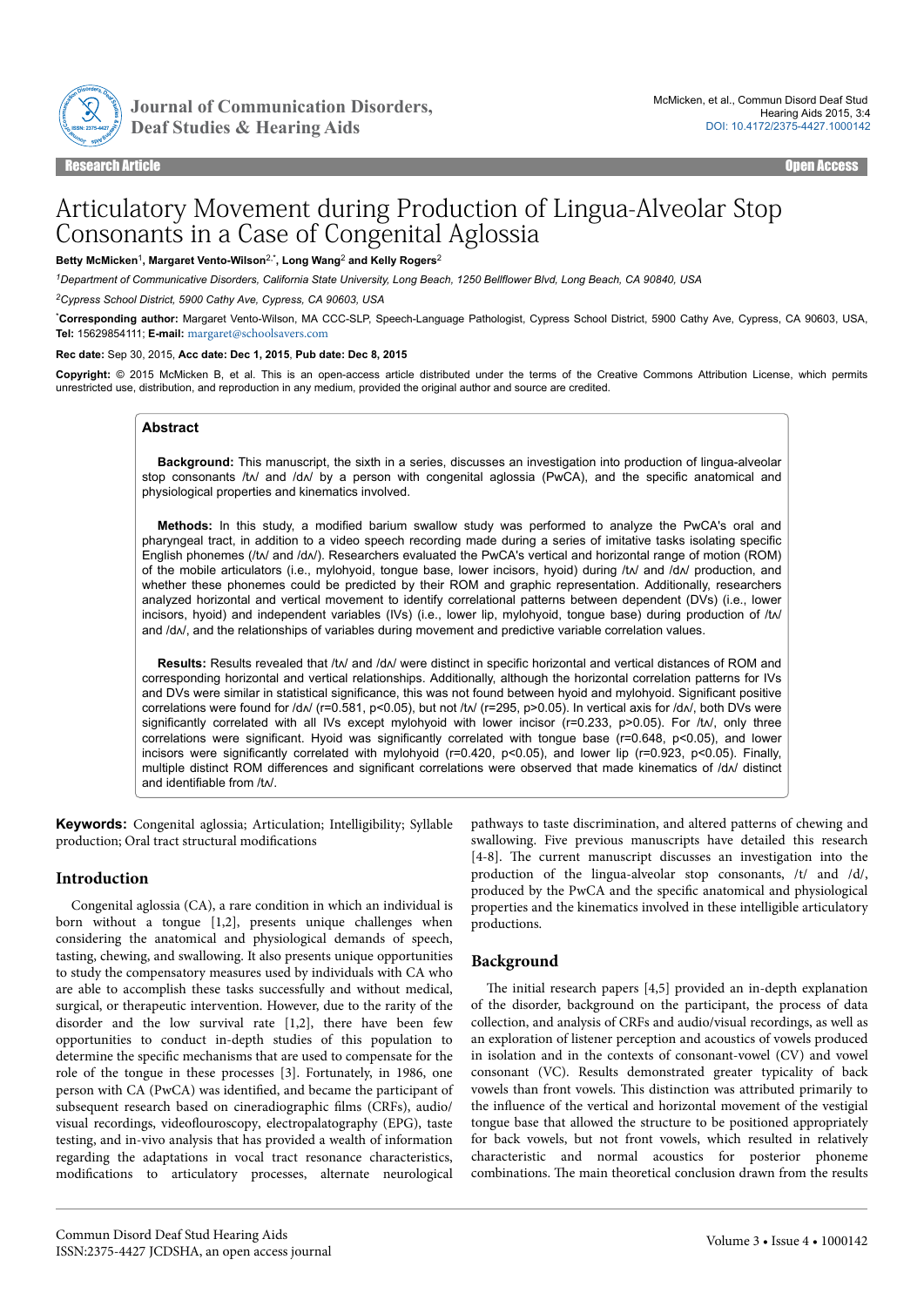Research Article | Open Access

# Articulatory Movement during Production of Lingua-Alveolar Stop Consonants in a Case of Congenital Aglossia

**Betty McMicken**[1], **Margaret Vento-Wilson**[2,*], **Long Wang**[2] **and Kelly Rogers**[2]

[1]*Department of Communicative Disorders, California State University, Long Beach, 1250 Bellflower Blvd, Long Beach, CA 90840, USA*

[2]*Cypress School District, 5900 Cathy Ave, Cypress, CA 90603, USA*

[*]**Corresponding author:** Margaret Vento-Wilson, MA CCC-SLP, Speech-Language Pathologist, Cypress School District, 5900 Cathy Ave, Cypress, CA 90603, USA, **Tel:** 15629854111; **E-mail:** margaret@schoolsavers.com

**Rec date:** Sep 30, 2015, **Acc date: Dec 1, 2015**, **Pub date: Dec 8, 2015**

**Copyright:** © 2015 McMicken B, et al. This is an open-access article distributed under the terms of the Creative Commons Attribution License, which permits unrestricted use, distribution, and reproduction in any medium, provided the original author and source are credited.

## Abstract

**Background:** This manuscript, the sixth in a series, discusses an investigation into production of lingua-alveolar stop consonants /tʌ/ and /dʌ/ by a person with congenital aglossia (PwCA), and the specific anatomical and physiological properties and kinematics involved.

**Methods:** In this study, a modified barium swallow study was performed to analyze the PwCA's oral and pharyngeal tract, in addition to a video speech recording made during a series of imitative tasks isolating specific English phonemes (/tʌ/ and /dʌ/). Researchers evaluated the PwCA's vertical and horizontal range of motion (ROM) of the mobile articulators (i.e., mylohyoid, tongue base, lower incisors, hyoid) during /tʌ/ and /dʌ/ production, and whether these phonemes could be predicted by their ROM and graphic representation. Additionally, researchers analyzed horizontal and vertical movement to identify correlational patterns between dependent (DVs) (i.e., lower incisors, hyoid) and independent variables (IVs) (i.e., lower lip, mylohyoid, tongue base) during production of /tʌ/ and /dʌ/, and the relationships of variables during movement and predictive variable correlation values.

**Results:** Results revealed that /tʌ/ and /dʌ/ were distinct in specific horizontal and vertical distances of ROM and corresponding horizontal and vertical relationships. Additionally, although the horizontal correlation patterns for IVs and DVs were similar in statistical significance, this was not found between hyoid and mylohyoid. Significant positive correlations were found for /dʌ/ ($r=0.581$, $p<0.05$), but not /tʌ/ ($r=295$, $p>0.05$). In vertical axis for /dʌ/, both DVs were significantly correlated with all IVs except mylohyoid with lower incisor ($r=0.233$, $p>0.05$). For /tʌ/, only three correlations were significant. Hyoid was significantly correlated with tongue base ($r=0.648$, $p<0.05$), and lower incisors were significantly correlated with mylohyoid ($r=0.420$, $p<0.05$), and lower lip ($r=0.923$, $p<0.05$). Finally, multiple distinct ROM differences and significant correlations were observed that made kinematics of /dʌ/ distinct and identifiable from /tʌ/.

**Keywords:** Congenital aglossia; Articulation; Intelligibility; Syllable production; Oral tract structural modifications

## Introduction

Congenital aglossia (CA), a rare condition in which an individual is born without a tongue [1,2], presents unique challenges when considering the anatomical and physiological demands of speech, tasting, chewing, and swallowing. It also presents unique opportunities to study the compensatory measures used by individuals with CA who are able to accomplish these tasks successfully and without medical, surgical, or therapeutic intervention. However, due to the rarity of the disorder and the low survival rate [1,2], there have been few opportunities to conduct in-depth studies of this population to determine the specific mechanisms that are used to compensate for the role of the tongue in these processes [3]. Fortunately, in 1986, one person with CA (PwCA) was identified, and became the participant of subsequent research based on cineradiographic films (CRFs), audio/visual recordings, videoflouroscopy, electropalatography (EPG), taste testing, and in-vivo analysis that has provided a wealth of information regarding the adaptations in vocal tract resonance characteristics, modifications to articulatory processes, alternate neurological pathways to taste discrimination, and altered patterns of chewing and swallowing. Five previous manuscripts have detailed this research [4-8]. The current manuscript discusses an investigation into the production of the lingua-alveolar stop consonants, /t/ and /d/, produced by the PwCA and the specific anatomical and physiological properties and the kinematics involved in these intelligible articulatory productions.

## Background

The initial research papers [4,5] provided an in-depth explanation of the disorder, background on the participant, the process of data collection, and analysis of CRFs and audio/visual recordings, as well as an exploration of listener perception and acoustics of vowels produced in isolation and in the contexts of consonant-vowel (CV) and vowel consonant (VC). Results demonstrated greater typicality of back vowels than front vowels. This distinction was attributed primarily to the influence of the vertical and horizontal movement of the vestigial tongue base that allowed the structure to be positioned appropriately for back vowels, but not front vowels, which resulted in relatively characteristic and normal acoustics for posterior phoneme combinations. The main theoretical conclusion drawn from the results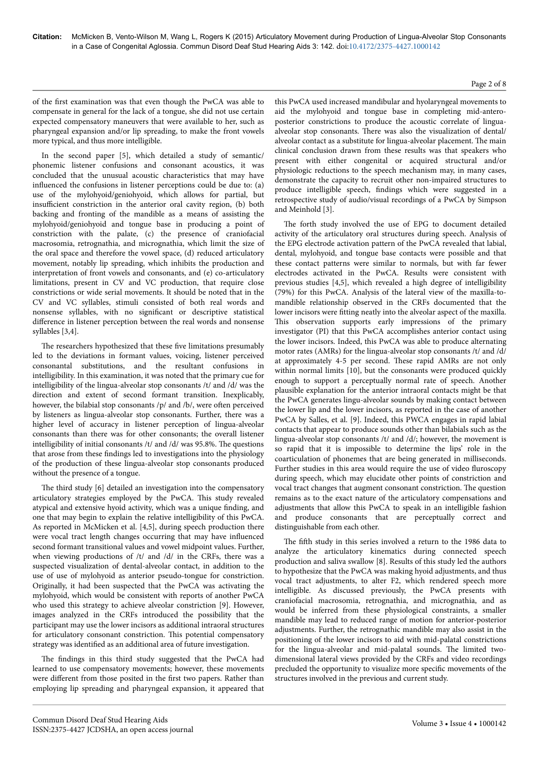of the first examination was that even though the PwCA was able to compensate in general for the lack of a tongue, she did not use certain expected compensatory maneuvers that were available to her, such as pharyngeal expansion and/or lip spreading, to make the front vowels more typical, and thus more intelligible.

In the second paper [5], which detailed a study of semantic/phonemic listener confusions and consonant acoustics, it was concluded that the unusual acoustic characteristics that may have influenced the confusions in listener perceptions could be due to: (a) use of the mylohyoid/geniohyoid, which allows for partial, but insufficient constriction in the anterior oral cavity region, (b) both backing and fronting of the mandible as a means of assisting the mylohyoid/geniohyoid and tongue base in producing a point of constriction with the palate, (c) the presence of craniofacial macrosomia, retrognathia, and micrognathia, which limit the size of the oral space and therefore the vowel space, (d) reduced articulatory movement, notably lip spreading, which inhibits the production and interpretation of front vowels and consonants, and (e) co-articulatory limitations, present in CV and VC production, that require close constrictions or wide serial movements. It should be noted that in the CV and VC syllables, stimuli consisted of both real words and nonsense syllables, with no significant or descriptive statistical difference in listener perception between the real words and nonsense syllables [3,4].

The researchers hypothesized that these five limitations presumably led to the deviations in formant values, voicing, listener perceived consonantal substitutions, and the resultant confusions in intelligibility. In this examination, it was noted that the primary cue for intelligibility of the lingua-alveolar stop consonants /t/ and /d/ was the direction and extent of second formant transition. Inexplicably, however, the bilabial stop consonants /p/ and /b/, were often perceived by listeners as lingua-alveolar stop consonants. Further, there was a higher level of accuracy in listener perception of lingua-alveolar consonants than there was for other consonants; the overall listener intelligibility of initial consonants /t/ and /d/ was 95.8%. The questions that arose from these findings led to investigations into the physiology of the production of these lingua-alveolar stop consonants produced without the presence of a tongue.

The third study [6] detailed an investigation into the compensatory articulatory strategies employed by the PwCA. This study revealed atypical and extensive hyoid activity, which was a unique finding, and one that may begin to explain the relative intelligibility of this PwCA. As reported in McMicken et al. [4,5], during speech production there were vocal tract length changes occurring that may have influenced second formant transitional values and vowel midpoint values. Further, when viewing productions of /t/ and /d/ in the CRFs, there was a suspected visualization of dental-alveolar contact, in addition to the use of use of mylohyoid as anterior pseudo-tongue for constriction. Originally, it had been suspected that the PwCA was activating the mylohyoid, which would be consistent with reports of another PwCA who used this strategy to achieve alveolar constriction [9]. However, images analyzed in the CRFs introduced the possibility that the participant may use the lower incisors as additional intraoral structures for articulatory consonant constriction. This potential compensatory strategy was identified as an additional area of future investigation.

The findings in this third study suggested that the PwCA had learned to use compensatory movements; however, these movements were different from those posited in the first two papers. Rather than employing lip spreading and pharyngeal expansion, it appeared that this PwCA used increased mandibular and hyolaryngeal movements to aid the mylohyoid and tongue base in completing mid-antero-posterior constrictions to produce the acoustic correlate of lingua-alveolar stop consonants. There was also the visualization of dental/alveolar contact as a substitute for lingua-alveolar placement. The main clinical conclusion drawn from these results was that speakers who present with either congenital or acquired structural and/or physiologic reductions to the speech mechanism may, in many cases, demonstrate the capacity to recruit other non-impaired structures to produce intelligible speech, findings which were suggested in a retrospective study of audio/visual recordings of a PwCA by Simpson and Meinhold [3].

The forth study involved the use of EPG to document detailed activity of the articulatory oral structures during speech. Analysis of the EPG electrode activation pattern of the PwCA revealed that labial, dental, mylohyoid, and tongue base contacts were possible and that these contact patterns were similar to normals, but with far fewer electrodes activated in the PwCA. Results were consistent with previous studies [4,5], which revealed a high degree of intelligibility (79%) for this PwCA. Analysis of the lateral view of the maxilla-to-mandible relationship observed in the CRFs documented that the lower incisors were fitting neatly into the alveolar aspect of the maxilla. This observation supports early impressions of the primary investigator (PI) that this PwCA accomplishes anterior contact using the lower incisors. Indeed, this PwCA was able to produce alternating motor rates (AMRs) for the lingua-alveolar stop consonants /t/ and /d/ at approximately 4-5 per second. These rapid AMRs are not only within normal limits [10], but the consonants were produced quickly enough to support a perceptually normal rate of speech. Another plausible explanation for the anterior intraoral contacts might be that the PwCA generates lingu-alveolar sounds by making contact between the lower lip and the lower incisors, as reported in the case of another PwCA by Salles, et al. [9]. Indeed, this PWCA engages in rapid labial contacts that appear to produce sounds other than bilabials such as the lingua-alveolar stop consonants /t/ and /d/; however, the movement is so rapid that it is impossible to determine the lips' role in the coarticulation of phonemes that are being generated in milliseconds. Further studies in this area would require the use of video fluroscopy during speech, which may elucidate other points of constriction and vocal tract changes that augment consonant constriction. The question remains as to the exact nature of the articulatory compensations and adjustments that allow this PwCA to speak in an intelligible fashion and produce consonants that are perceptually correct and distinguishable from each other.

The fifth study in this series involved a return to the 1986 data to analyze the articulatory kinematics during connected speech production and saliva swallow [8]. Results of this study led the authors to hypothesize that the PwCA was making hyoid adjustments, and thus vocal tract adjustments, to alter F2, which rendered speech more intelligible. As discussed previously, the PwCA presents with craniofacial macrosomia, retrognathia, and micrognathia, and as would be inferred from these physiological constraints, a smaller mandible may lead to reduced range of motion for anterior-posterior adjustments. Further, the retrognathic mandible may also assist in the positioning of the lower incisors to aid with mid-palatal constrictions for the lingua-alveolar and mid-palatal sounds. The limited two-dimensional lateral views provided by the CRFs and video recordings precluded the opportunity to visualize more specific movements of the structures involved in the previous and current study.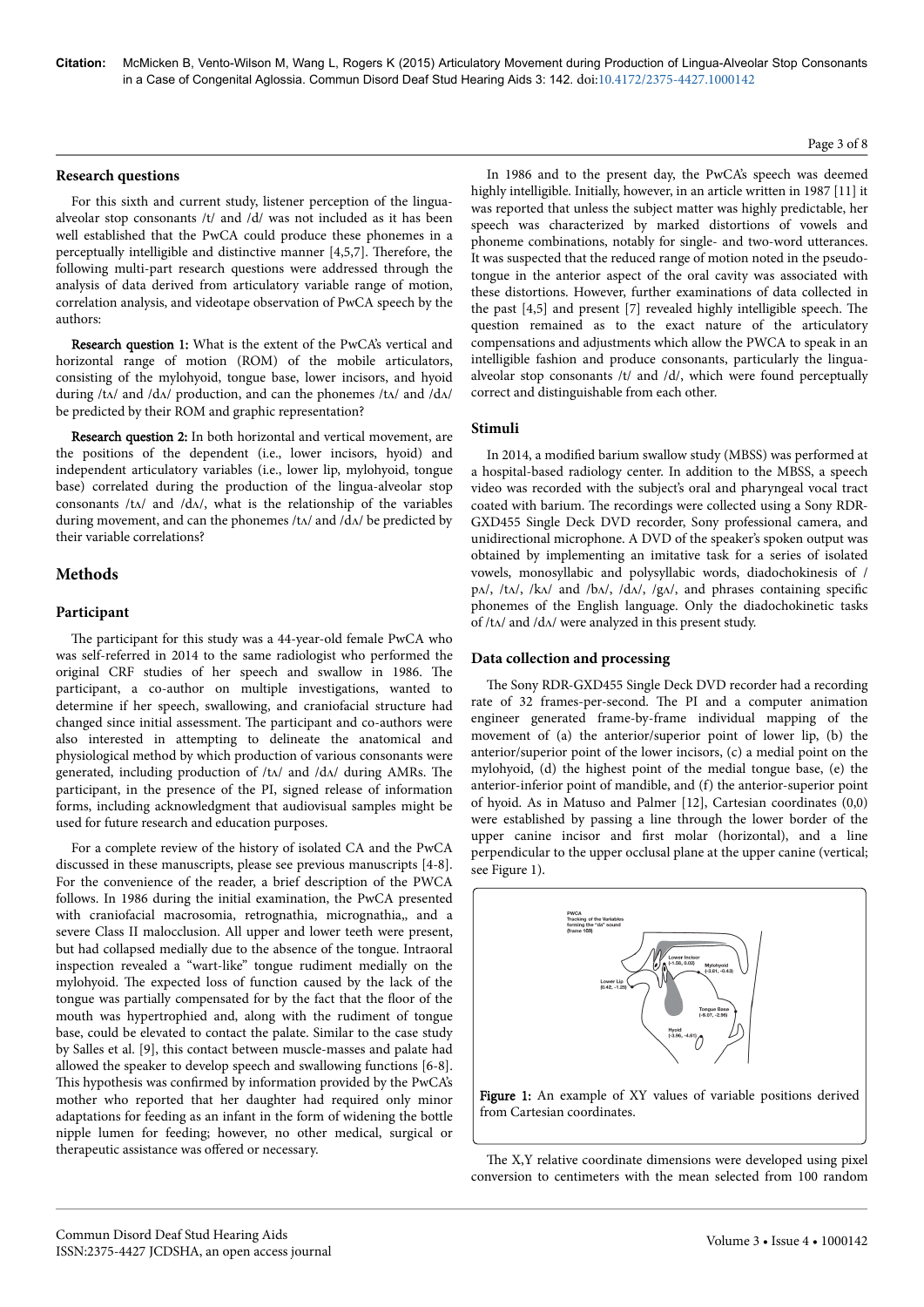### Research questions

For this sixth and current study, listener perception of the lingua-alveolar stop consonants /t/ and /d/ was not included as it has been well established that the PwCA could produce these phonemes in a perceptually intelligible and distinctive manner [4,5,7]. Therefore, the following multi-part research questions were addressed through the analysis of data derived from articulatory variable range of motion, correlation analysis, and videotape observation of PwCA speech by the authors:

**Research question 1:** What is the extent of the PwCA's vertical and horizontal range of motion (ROM) of the mobile articulators, consisting of the mylohyoid, tongue base, lower incisors, and hyoid during /tʌ/ and /dʌ/ production, and can the phonemes /tʌ/ and /dʌ/ be predicted by their ROM and graphic representation?

**Research question 2:** In both horizontal and vertical movement, are the positions of the dependent (i.e., lower incisors, hyoid) and independent articulatory variables (i.e., lower lip, mylohyoid, tongue base) correlated during the production of the lingua-alveolar stop consonants /tʌ/ and /dʌ/, what is the relationship of the variables during movement, and can the phonemes /tʌ/ and /dʌ/ be predicted by their variable correlations?

## Methods

### Participant

The participant for this study was a 44-year-old female PwCA who was self-referred in 2014 to the same radiologist who performed the original CRF studies of her speech and swallow in 1986. The participant, a co-author on multiple investigations, wanted to determine if her speech, swallowing, and craniofacial structure had changed since initial assessment. The participant and co-authors were also interested in attempting to delineate the anatomical and physiological method by which production of various consonants were generated, including production of /tʌ/ and /dʌ/ during AMRs. The participant, in the presence of the PI, signed release of information forms, including acknowledgment that audiovisual samples might be used for future research and education purposes.

For a complete review of the history of isolated CA and the PwCA discussed in these manuscripts, please see previous manuscripts [4-8]. For the convenience of the reader, a brief description of the PWCA follows. In 1986 during the initial examination, the PwCA presented with craniofacial macrosomia, retrognathia, micrognathia,, and a severe Class II malocclusion. All upper and lower teeth were present, but had collapsed medially due to the absence of the tongue. Intraoral inspection revealed a "wart-like" tongue rudiment medially on the mylohyoid. The expected loss of function caused by the lack of the tongue was partially compensated for by the fact that the floor of the mouth was hypertrophied and, along with the rudiment of tongue base, could be elevated to contact the palate. Similar to the case study by Salles et al. [9], this contact between muscle-masses and palate had allowed the speaker to develop speech and swallowing functions [6-8]. This hypothesis was confirmed by information provided by the PwCA's mother who reported that her daughter had required only minor adaptations for feeding as an infant in the form of widening the bottle nipple lumen for feeding; however, no other medical, surgical or therapeutic assistance was offered or necessary.

In 1986 and to the present day, the PwCA's speech was deemed highly intelligible. Initially, however, in an article written in 1987 [11] it was reported that unless the subject matter was highly predictable, her speech was characterized by marked distortions of vowels and phoneme combinations, notably for single- and two-word utterances. It was suspected that the reduced range of motion noted in the pseudo-tongue in the anterior aspect of the oral cavity was associated with these distortions. However, further examinations of data collected in the past [4,5] and present [7] revealed highly intelligible speech. The question remained as to the exact nature of the articulatory compensations and adjustments which allow the PWCA to speak in an intelligible fashion and produce consonants, particularly the lingua-alveolar stop consonants /t/ and /d/, which were found perceptually correct and distinguishable from each other.

### Stimuli

In 2014, a modified barium swallow study (MBSS) was performed at a hospital-based radiology center. In addition to the MBSS, a speech video was recorded with the subject's oral and pharyngeal vocal tract coated with barium. The recordings were collected using a Sony RDR-GXD455 Single Deck DVD recorder, Sony professional camera, and unidirectional microphone. A DVD of the speaker's spoken output was obtained by implementing an imitative task for a series of isolated vowels, monosyllabic and polysyllabic words, diadochokinesis of /pʌ/, /tʌ/, /kʌ/ and /bʌ/, /dʌ/, /gʌ/, and phrases containing specific phonemes of the English language. Only the diadochokinetic tasks of /tʌ/ and /dʌ/ were analyzed in this present study.

### Data collection and processing

The Sony RDR-GXD455 Single Deck DVD recorder had a recording rate of 32 frames-per-second. The PI and a computer animation engineer generated frame-by-frame individual mapping of the movement of (a) the anterior/superior point of lower lip, (b) the anterior/superior point of the lower incisors, (c) a medial point on the mylohyoid, (d) the highest point of the medial tongue base, (e) the anterior-inferior point of mandible, and (f) the anterior-superior point of hyoid. As in Matuso and Palmer [12], Cartesian coordinates (0,0) were established by passing a line through the lower border of the upper canine incisor and first molar (horizontal), and a line perpendicular to the upper occlusal plane at the upper canine (vertical; see Figure 1).

Figure 1: An example of XY values of variable positions derived from Cartesian coordinates.

The X,Y relative coordinate dimensions were developed using pixel conversion to centimeters with the mean selected from 100 random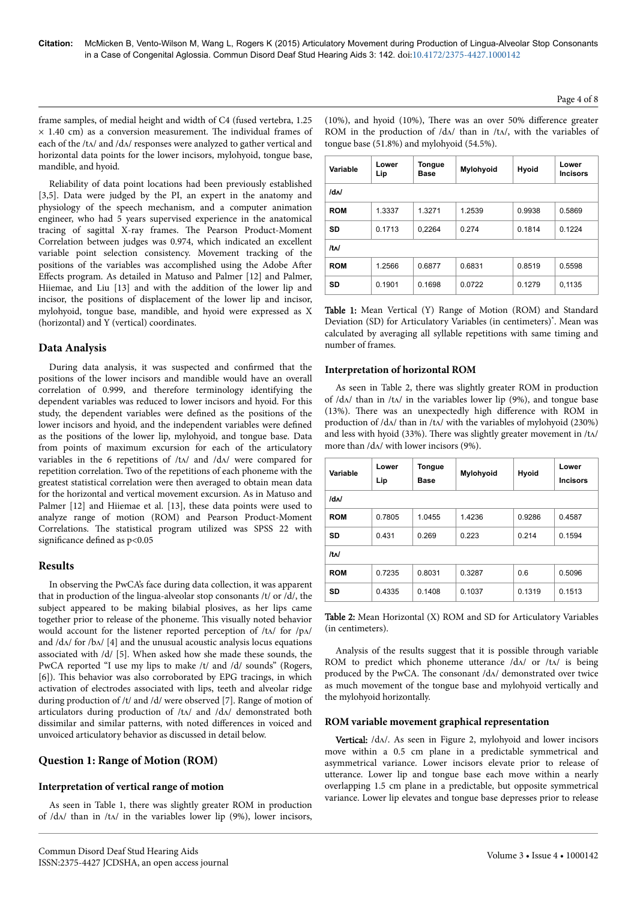frame samples, of medial height and width of C4 (fused vertebra, 1.25 × 1.40 cm) as a conversion measurement. The individual frames of each of the /tʌ/ and /dʌ/ responses were analyzed to gather vertical and horizontal data points for the lower incisors, mylohyoid, tongue base, mandible, and hyoid.

Reliability of data point locations had been previously established [3,5]. Data were judged by the PI, an expert in the anatomy and physiology of the speech mechanism, and a computer animation engineer, who had 5 years supervised experience in the anatomical tracing of sagittal X-ray frames. The Pearson Product-Moment Correlation between judges was 0.974, which indicated an excellent variable point selection consistency. Movement tracking of the positions of the variables was accomplished using the Adobe After Effects program. As detailed in Matuso and Palmer [12] and Palmer, Hiiemae, and Liu [13] and with the addition of the lower lip and incisor, the positions of displacement of the lower lip and incisor, mylohyoid, tongue base, mandible, and hyoid were expressed as X (horizontal) and Y (vertical) coordinates.

## Data Analysis

During data analysis, it was suspected and confirmed that the positions of the lower incisors and mandible would have an overall correlation of 0.999, and therefore terminology identifying the dependent variables was reduced to lower incisors and hyoid. For this study, the dependent variables were defined as the positions of the lower incisors and hyoid, and the independent variables were defined as the positions of the lower lip, mylohyoid, and tongue base. Data from points of maximum excursion for each of the articulatory variables in the 6 repetitions of /tʌ/ and /dʌ/ were compared for repetition correlation. Two of the repetitions of each phoneme with the greatest statistical correlation were then averaged to obtain mean data for the horizontal and vertical movement excursion. As in Matuso and Palmer [12] and Hiiemae et al. [13], these data points were used to analyze range of motion (ROM) and Pearson Product-Moment Correlations. The statistical program utilized was SPSS 22 with significance defined as $p<0.05$

## Results

In observing the PwCA's face during data collection, it was apparent that in production of the lingua-alveolar stop consonants /t/ or /d/, the subject appeared to be making bilabial plosives, as her lips came together prior to release of the phoneme. This visually noted behavior would account for the listener reported perception of /tʌ/ for /pʌ/ and /dʌ/ for /bʌ/ [4] and the unusual acoustic analysis locus equations associated with /d/ [5]. When asked how she made these sounds, the PwCA reported "I use my lips to make /t/ and /d/ sounds" (Rogers, [6]). This behavior was also corroborated by EPG tracings, in which activation of electrodes associated with lips, teeth and alveolar ridge during production of /t/ and /d/ were observed [7]. Range of motion of articulators during production of /tʌ/ and /dʌ/ demonstrated both dissimilar and similar patterns, with noted differences in voiced and unvoiced articulatory behavior as discussed in detail below.

## Question 1: Range of Motion (ROM)

### Interpretation of vertical range of motion

As seen in Table 1, there was slightly greater ROM in production of /dʌ/ than in /tʌ/ in the variables lower lip (9%), lower incisors, (10%), and hyoid (10%), There was an over 50% difference greater ROM in the production of /dʌ/ than in /tʌ/, with the variables of tongue base (51.8%) and mylohyoid (54.5%).

| Variable | Lower Lip | Tongue Base | Mylohyoid | Hyoid | Lower Incisors |
|---|---|---|---|---|---|
| /dʌ/ | | | | | |
| ROM | 1.3337 | 1.3271 | 1.2539 | 0.9938 | 0.5869 |
| SD | 0.1713 | 0,2264 | 0.274 | 0.1814 | 0.1224 |
| /tʌ/ | | | | | |
| ROM | 1.2566 | 0.6877 | 0.6831 | 0.8519 | 0.5598 |
| SD | 0.1901 | 0.1698 | 0.0722 | 0.1279 | 0,1135 |

Table 1: Mean Vertical (Y) Range of Motion (ROM) and Standard Deviation (SD) for Articulatory Variables (in centimeters)*. Mean was calculated by averaging all syllable repetitions with same timing and number of frames.

### Interpretation of horizontal ROM

As seen in Table 2, there was slightly greater ROM in production of /dʌ/ than in /tʌ/ in the variables lower lip (9%), and tongue base (13%). There was an unexpectedly high difference with ROM in production of /dʌ/ than in /tʌ/ with the variables of mylohyoid (230%) and less with hyoid (33%). There was slightly greater movement in /tʌ/ more than /dʌ/ with lower incisors (9%).

| Variable | Lower Lip | Tongue Base | Mylohyoid | Hyoid | Lower Incisors |
|---|---|---|---|---|---|
| /dʌ/ | | | | | |
| ROM | 0.7805 | 1.0455 | 1.4236 | 0.9286 | 0.4587 |
| SD | 0.431 | 0.269 | 0.223 | 0.214 | 0.1594 |
| /tʌ/ | | | | | |
| ROM | 0.7235 | 0.8031 | 0.3287 | 0.6 | 0.5096 |
| SD | 0.4335 | 0.1408 | 0.1037 | 0.1319 | 0.1513 |

Table 2: Mean Horizontal (X) ROM and SD for Articulatory Variables (in centimeters).

Analysis of the results suggest that it is possible through variable ROM to predict which phoneme utterance /dʌ/ or /tʌ/ is being produced by the PwCA. The consonant /dʌ/ demonstrated over twice as much movement of the tongue base and mylohyoid vertically and the mylohyoid horizontally.

### ROM variable movement graphical representation

**Vertical:** /dʌ/. As seen in Figure 2, mylohyoid and lower incisors move within a 0.5 cm plane in a predictable symmetrical and asymmetrical variance. Lower incisors elevate prior to release of utterance. Lower lip and tongue base each move within a nearly overlapping 1.5 cm plane in a predictable, but opposite symmetrical variance. Lower lip elevates and tongue base depresses prior to release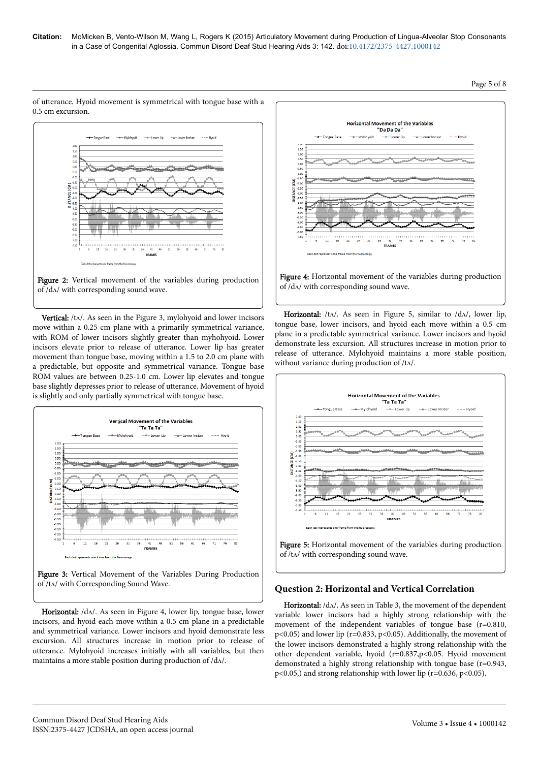of utterance. Hyoid movement is symmetrical with tongue base with a 0.5 cm excursion.

Figure 2: Vertical movement of the variables during production of /dʌ/ with corresponding sound wave.

**Vertical:** /tʌ/. As seen in the Figure 3, mylohyoid and lower incisors move within a 0.25 cm plane with a primarily symmetrical variance, with ROM of lower incisors slightly greater than myhohyoid. Lower incisors elevate prior to release of utterance. Lower lip has greater movement than tongue base, moving within a 1.5 to 2.0 cm plane with a predictable, but opposite and symmetrical variance. Tongue base ROM values are between 0.25-1.0 cm. Lower lip elevates and tongue base slightly depresses prior to release of utterance. Movement of hyoid is slightly and only partially symmetrical with tongue base.

Figure 3: Vertical Movement of the Variables During Production of /tʌ/ with Corresponding Sound Wave.

**Horizontal:** /dʌ/. As seen in Figure 4, lower lip, tongue base, lower incisors, and hyoid each move within a 0.5 cm plane in a predictable and symmetrical variance. Lower incisors and hyoid demonstrate less excursion. All structures increase in motion prior to release of utterance. Mylohyoid increases initially with all variables, but then maintains a more stable position during production of /dʌ/.

Figure 4: Horizontal movement of the variables during production of /dʌ/ with corresponding sound wave.

**Horizontal:** /tʌ/. As seen in Figure 5, similar to /dʌ/, lower lip, tongue base, lower incisors, and hyoid each move within a 0.5 cm plane in a predictable symmetrical variance. Lower incisors and hyoid demonstrate less excursion. All structures increase in motion prior to release of utterance. Mylohyoid maintains a more stable position, without variance during production of /tʌ/.

Figure 5: Horizontal movement of the variables during production of /tʌ/ with corresponding sound wave.

## Question 2: Horizontal and Vertical Correlation

**Horizontal:** /dʌ/. As seen in Table 3, the movement of the dependent variable lower incisors had a highly strong relationship with the movement of the independent variables of tongue base ($r=0.810$, $p<0.05$) and lower lip ($r=0.833$, $p<0.05$). Additionally, the movement of the lower incisors demonstrated a highly strong relationship with the other dependent variable, hyoid ($r=0.837, p<0.05$. Hyoid movement demonstrated a highly strong relationship with tongue base ($r=0.943$, $p<0.05$,) and strong relationship with lower lip ($r=0.636$, $p<0.05$).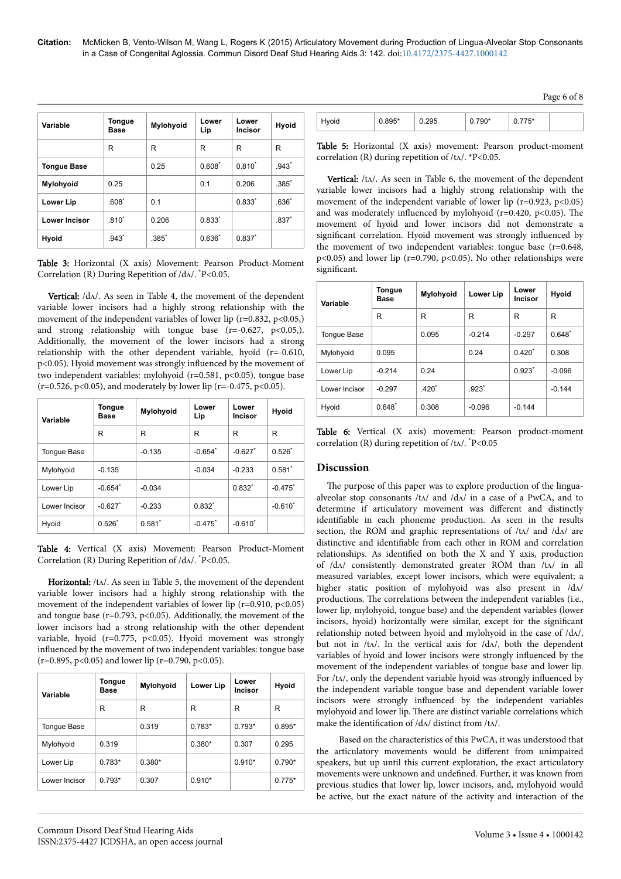| Variable | Tongue Base | Mylohyoid | Lower Lip | Lower Incisor | Hyoid |
|---|---|---|---|---|---|
| | R | R | R | R | R |
| **Tongue Base** | | 0.25 | 0.608* | 0.810* | .943* |
| **Mylohyoid** | 0.25 | | 0.1 | 0.206 | .385* |
| **Lower Lip** | .608* | 0.1 | | 0.833* | .636* |
| **Lower Incisor** | .810* | 0.206 | 0.833* | | .837* |
| **Hyoid** | .943* | .385* | 0.636* | 0.837* | |

**Table 3:** Horizontal (X axis) Movement: Pearson Product-Moment Correlation (R) During Repetition of /dʌ/. *P<0.05.

**Vertical:** /dʌ/. As seen in Table 4, the movement of the dependent variable lower incisors had a highly strong relationship with the movement of the independent variables of lower lip (r=0.832, p<0.05,) and strong relationship with tongue base (r=-0.627, p<0.05,). Additionally, the movement of the lower incisors had a strong relationship with the other dependent variable, hyoid (r=-0.610, p<0.05). Hyoid movement was strongly influenced by the movement of two independent variables: mylohyoid (r=0.581, p<0.05), tongue base (r=0.526, p<0.05), and moderately by lower lip (r=-0.475, p<0.05).

| Variable | Tongue Base | Mylohyoid | Lower Lip | Lower Incisor | Hyoid |
|---|---|---|---|---|---|
| | R | R | R | R | R |
| Tongue Base | | -0.135 | -0.654* | -0.627* | 0.526* |
| Mylohyoid | -0.135 | | -0.034 | -0.233 | 0.581* |
| Lower Lip | -0.654* | -0.034 | | 0.832* | -0.475* |
| Lower Incisor | -0.627* | -0.233 | 0.832* | | -0.610* |
| Hyoid | 0.526* | 0.581* | -0.475* | -0.610* | |

**Table 4:** Vertical (X axis) Movement: Pearson Product-Moment Correlation (R) During Repetition of /dʌ/. *P<0.05.

**Horizontal:** /tʌ/. As seen in Table 5, the movement of the dependent variable lower incisors had a highly strong relationship with the movement of the independent variables of lower lip (r=0.910, p<0.05) and tongue base (r=0.793, p<0.05). Additionally, the movement of the lower incisors had a strong relationship with the other dependent variable, hyoid (r=0.775, p<0.05). Hyoid movement was strongly influenced by the movement of two independent variables: tongue base (r=0.895, p<0.05) and lower lip (r=0.790, p<0.05).

| Variable | Tongue Base | Mylohyoid | Lower Lip | Lower Incisor | Hyoid |
|---|---|---|---|---|---|
| | R | R | R | R | R |
| Tongue Base | | 0.319 | 0.783* | 0.793* | 0.895* |
| Mylohyoid | 0.319 | | 0.380* | 0.307 | 0.295 |
| Lower Lip | 0.783* | 0.380* | | 0.910* | 0.790* |
| Lower Incisor | 0.793* | 0.307 | 0.910* | | 0.775* |
| Hyoid | 0.895* | 0.295 | 0.790* | 0.775* | |

**Table 5:** Horizontal (X axis) movement: Pearson product-moment correlation (R) during repetition of /tʌ/. *P<0.05.

**Vertical:** /tʌ/. As seen in Table 6, the movement of the dependent variable lower incisors had a highly strong relationship with the movement of the independent variable of lower lip (r=0.923, p<0.05) and was moderately influenced by mylohyoid (r=0.420, p<0.05). The movement of hyoid and lower incisors did not demonstrate a significant correlation. Hyoid movement was strongly influenced by the movement of two independent variables: tongue base (r=0.648, p<0.05) and lower lip (r=0.790, p<0.05). No other relationships were significant.

| Variable | Tongue Base | Mylohyoid | Lower Lip | Lower Incisor | Hyoid |
|---|---|---|---|---|---|
| | R | R | R | R | R |
| Tongue Base | | 0.095 | -0.214 | -0.297 | 0.648* |
| Mylohyoid | 0.095 | | 0.24 | 0.420* | 0.308 |
| Lower Lip | -0.214 | 0.24 | | 0.923* | -0.096 |
| Lower Incisor | -0.297 | .420* | .923* | | -0.144 |
| Hyoid | 0.648* | 0.308 | -0.096 | -0.144 | |

**Table 6:** Vertical (X axis) movement: Pearson product-moment correlation (R) during repetition of /tʌ/. *P<0.05

## Discussion

The purpose of this paper was to explore production of the lingua-alveolar stop consonants /tʌ/ and /dʌ/ in a case of a PwCA, and to determine if articulatory movement was different and distinctly identifiable in each phoneme production. As seen in the results section, the ROM and graphic representations of /tʌ/ and /dʌ/ are distinctive and identifiable from each other in ROM and correlation relationships. As identified on both the X and Y axis, production of /dʌ/ consistently demonstrated greater ROM than /tʌ/ in all measured variables, except lower incisors, which were equivalent; a higher static position of mylohyoid was also present in /dʌ/ productions. The correlations between the independent variables (i.e., lower lip, mylohyoid, tongue base) and the dependent variables (lower incisors, hyoid) horizontally were similar, except for the significant relationship noted between hyoid and mylohyoid in the case of /dʌ/, but not in /tʌ/. In the vertical axis for /dʌ/, both the dependent variables of hyoid and lower incisors were strongly influenced by the movement of the independent variables of tongue base and lower lip. For /tʌ/, only the dependent variable hyoid was strongly influenced by the independent variable tongue base and dependent variable lower incisors were strongly influenced by the independent variables mylohyoid and lower lip. There are distinct variable correlations which make the identification of /dʌ/ distinct from /tʌ/.

Based on the characteristics of this PwCA, it was understood that the articulatory movements would be different from unimpaired speakers, but up until this current exploration, the exact articulatory movements were unknown and undefined. Further, it was known from previous studies that lower lip, lower incisors, and, mylohyoid would be active, but the exact nature of the activity and interaction of the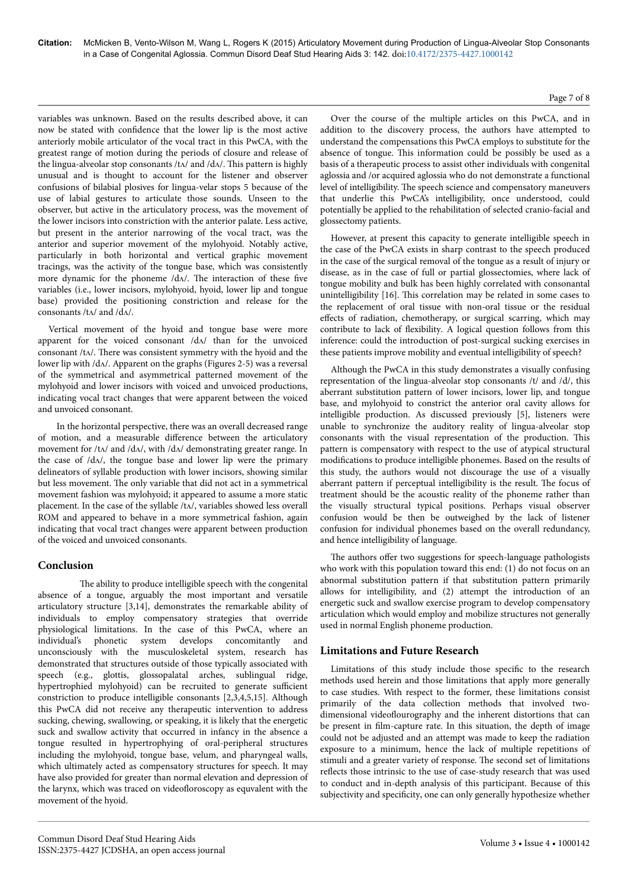variables was unknown. Based on the results described above, it can now be stated with confidence that the lower lip is the most active anteriorly mobile articulator of the vocal tract in this PwCA, with the greatest range of motion during the periods of closure and release of the lingua-alveolar stop consonants /tʌ/ and /dʌ/. This pattern is highly unusual and is thought to account for the listener and observer confusions of bilabial plosives for lingua-velar stops 5 because of the use of labial gestures to articulate those sounds. Unseen to the observer, but active in the articulatory process, was the movement of the lower incisors into constriction with the anterior palate. Less active, but present in the anterior narrowing of the vocal tract, was the anterior and superior movement of the mylohyoid. Notably active, particularly in both horizontal and vertical graphic movement tracings, was the activity of the tongue base, which was consistently more dynamic for the phoneme /dʌ/. The interaction of these five variables (i.e., lower incisors, mylohyoid, hyoid, lower lip and tongue base) provided the positioning constriction and release for the consonants /tʌ/ and /dʌ/.

Vertical movement of the hyoid and tongue base were more apparent for the voiced consonant /dʌ/ than for the unvoiced consonant /tʌ/. There was consistent symmetry with the hyoid and the lower lip with /dʌ/. Apparent on the graphs (Figures 2-5) was a reversal of the symmetrical and asymmetrical patterned movement of the mylohyoid and lower incisors with voiced and unvoiced productions, indicating vocal tract changes that were apparent between the voiced and unvoiced consonant.

In the horizontal perspective, there was an overall decreased range of motion, and a measurable difference between the articulatory movement for /tʌ/ and /dʌ/, with /dʌ/ demonstrating greater range. In the case of /dʌ/, the tongue base and lower lip were the primary delineators of syllable production with lower incisors, showing similar but less movement. The only variable that did not act in a symmetrical movement fashion was mylohyoid; it appeared to assume a more static placement. In the case of the syllable /tʌ/, variables showed less overall ROM and appeared to behave in a more symmetrical fashion, again indicating that vocal tract changes were apparent between production of the voiced and unvoiced consonants.

## Conclusion

The ability to produce intelligible speech with the congenital absence of a tongue, arguably the most important and versatile articulatory structure [3,14], demonstrates the remarkable ability of individuals to employ compensatory strategies that override physiological limitations. In the case of this PwCA, where an individual's phonetic system develops concomitantly and unconsciously with the musculoskeletal system, research has demonstrated that structures outside of those typically associated with speech (e.g., glottis, glossopalatal arches, sublingual ridge, hypertrophied mylohyoid) can be recruited to generate sufficient constriction to produce intelligible consonants [2,3,4,5,15]. Although this PwCA did not receive any therapeutic intervention to address sucking, chewing, swallowing, or speaking, it is likely that the energetic suck and swallow activity that occurred in infancy in the absence a tongue resulted in hypertrophying of oral-peripheral structures including the mylohyoid, tongue base, velum, and pharyngeal walls, which ultimately acted as compensatory structures for speech. It may have also provided for greater than normal elevation and depression of the larynx, which was traced on videofloroscopy as equvalent with the movement of the hyoid.

Over the course of the multiple articles on this PwCA, and in addition to the discovery process, the authors have attempted to understand the compensations this PwCA employs to substitute for the absence of tongue. This information could be possibly be used as a basis of a therapeutic process to assist other individuals with congenital aglossia and /or acquired aglossia who do not demonstrate a functional level of intelligibility. The speech science and compensatory maneuvers that underlie this PwCA's intelligibility, once understood, could potentially be applied to the rehabilitation of selected cranio-facial and glossectomy patients.

However, at present this capacity to generate intelligible speech in the case of the PwCA exists in sharp contrast to the speech produced in the case of the surgical removal of the tongue as a result of injury or disease, as in the case of full or partial glossectomies, where lack of tongue mobility and bulk has been highly correlated with consonantal unintelligibility [16]. This correlation may be related in some cases to the replacement of oral tissue with non-oral tissue or the residual effects of radiation, chemotherapy, or surgical scarring, which may contribute to lack of flexibility. A logical question follows from this inference: could the introduction of post-surgical sucking exercises in these patients improve mobility and eventual intelligibility of speech?

Although the PwCA in this study demonstrates a visually confusing representation of the lingua-alveolar stop consonants /t/ and /d/, this aberrant substitution pattern of lower incisors, lower lip, and tongue base, and mylohyoid to constrict the anterior oral cavity allows for intelligible production. As discussed previously [5], listeners were unable to synchronize the auditory reality of lingua-alveolar stop consonants with the visual representation of the production. This pattern is compensatory with respect to the use of atypical structural modifications to produce intelligible phonemes. Based on the results of this study, the authors would not discourage the use of a visually aberrant pattern if perceptual intelligibility is the result. The focus of treatment should be the acoustic reality of the phoneme rather than the visually structural typical positions. Perhaps visual observer confusion would be then be outweighed by the lack of listener confusion for individual phonemes based on the overall redundancy, and hence intelligibility of language.

The authors offer two suggestions for speech-language pathologists who work with this population toward this end: (1) do not focus on an abnormal substitution pattern if that substitution pattern primarily allows for intelligibility, and (2) attempt the introduction of an energetic suck and swallow exercise program to develop compensatory articulation which would employ and mobilize structures not generally used in normal English phoneme production.

## Limitations and Future Research

Limitations of this study include those specific to the research methods used herein and those limitations that apply more generally to case studies. With respect to the former, these limitations consist primarily of the data collection methods that involved two-dimensional videoflourography and the inherent distortions that can be present in film-capture rate. In this situation, the depth of image could not be adjusted and an attempt was made to keep the radiation exposure to a minimum, hence the lack of multiple repetitions of stimuli and a greater variety of response. The second set of limitations reflects those intrinsic to the use of case-study research that was used to conduct and in-depth analysis of this participant. Because of this subjectivity and specificity, one can only generally hypothesize whether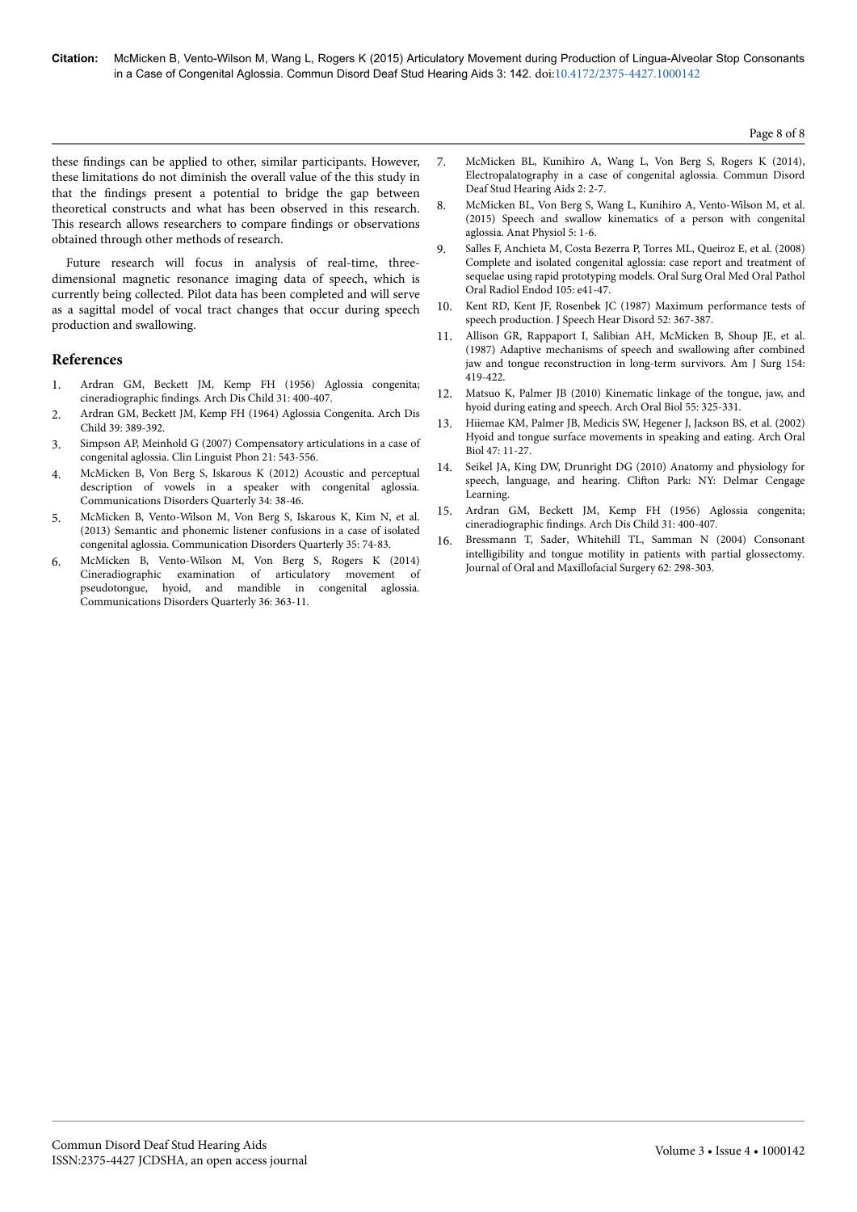these findings can be applied to other, similar participants. However, these limitations do not diminish the overall value of the this study in that the findings present a potential to bridge the gap between theoretical constructs and what has been observed in this research. This research allows researchers to compare findings or observations obtained through other methods of research.

Future research will focus in analysis of real-time, three-dimensional magnetic resonance imaging data of speech, which is currently being collected. Pilot data has been completed and will serve as a sagittal model of vocal tract changes that occur during speech production and swallowing.

## References

1. Ardran GM, Beckett JM, Kemp FH (1956) Aglossia congenita; cineradiographic findings. Arch Dis Child 31: 400-407.
2. Ardran GM, Beckett JM, Kemp FH (1964) Aglossia Congenita. Arch Dis Child 39: 389-392.
3. Simpson AP, Meinhold G (2007) Compensatory articulations in a case of congenital aglossia. Clin Linguist Phon 21: 543-556.
4. McMicken B, Von Berg S, Iskarous K (2012) Acoustic and perceptual description of vowels in a speaker with congenital aglossia. Communications Disorders Quarterly 34: 38-46.
5. McMicken B, Vento-Wilson M, Von Berg S, Iskarous K, Kim N, et al. (2013) Semantic and phonemic listener confusions in a case of isolated congenital aglossia. Communication Disorders Quarterly 35: 74-83.
6. McMicken B, Vento-Wilson M, Von Berg S, Rogers K (2014) Cineradiographic examination of articulatory movement of pseudotongue, hyoid, and mandible in congenital aglossia. Communications Disorders Quarterly 36: 363-11.
7. McMicken BL, Kunihiro A, Wang L, Von Berg S, Rogers K (2014), Electropalatography in a case of congenital aglossia. Commun Disord Deaf Stud Hearing Aids 2: 2-7.
8. McMicken BL, Von Berg S, Wang L, Kunihiro A, Vento-Wilson M, et al. (2015) Speech and swallow kinematics of a person with congenital aglossia. Anat Physiol 5: 1-6.
9. Salles F, Anchieta M, Costa Bezerra P, Torres ML, Queiroz E, et al. (2008) Complete and isolated congenital aglossia: case report and treatment of sequelae using rapid prototyping models. Oral Surg Oral Med Oral Pathol Oral Radiol Endod 105: e41-47.
10. Kent RD, Kent JF, Rosenbek JC (1987) Maximum performance tests of speech production. J Speech Hear Disord 52: 367-387.
11. Allison GR, Rappaport I, Salibian AH, McMicken B, Shoup JE, et al. (1987) Adaptive mechanisms of speech and swallowing after combined jaw and tongue reconstruction in long-term survivors. Am J Surg 154: 419-422.
12. Matsuo K, Palmer JB (2010) Kinematic linkage of the tongue, jaw, and hyoid during eating and speech. Arch Oral Biol 55: 325-331.
13. Hiiemae KM, Palmer JB, Medicis SW, Hegener J, Jackson BS, et al. (2002) Hyoid and tongue surface movements in speaking and eating. Arch Oral Biol 47: 11-27.
14. Seikel JA, King DW, Drunright DG (2010) Anatomy and physiology for speech, language, and hearing. Clifton Park: NY: Delmar Cengage Learning.
15. Ardran GM, Beckett JM, Kemp FH (1956) Aglossia congenita; cineradiographic findings. Arch Dis Child 31: 400-407.
16. Bressmann T, Sader, Whitehill TL, Samman N (2004) Consonant intelligibility and tongue motility in patients with partial glossectomy. Journal of Oral and Maxillofacial Surgery 62: 298-303.